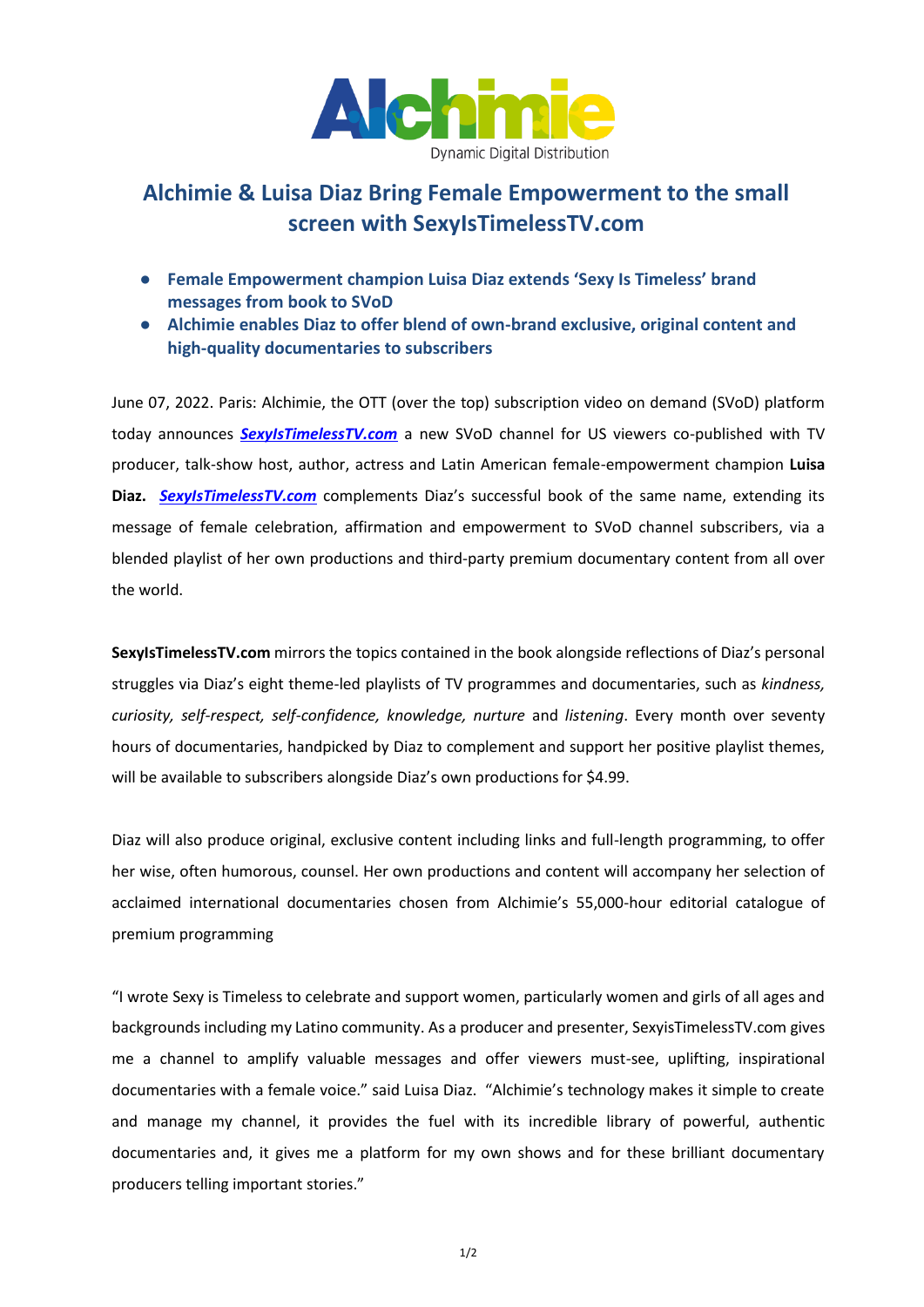Alchimie

Dynamic Digital Distribution

# Alchimie & Luisa Diaz Bring Female Empowerment to the small screen with SexyIsTimelessTV.com

- **Female Empowerment champion Luisa Diaz extends 'Sexy Is Timeless' brand messages from book to SVoD**
- **Alchimie enables Diaz to offer blend of own-brand exclusive, original content and high-quality documentaries to subscribers**

June 07, 2022. Paris: Alchimie, the OTT (over the top) subscription video on demand (SVoD) platform today announces ***SexyIsTimelessTV.com*** a new SVoD channel for US viewers co-published with TV producer, talk-show host, author, actress and Latin American female-empowerment champion **Luisa Diaz.** ***SexyIsTimelessTV.com*** complements Diaz's successful book of the same name, extending its message of female celebration, affirmation and empowerment to SVoD channel subscribers, via a blended playlist of her own productions and third-party premium documentary content from all over the world.

**SexyIsTimelessTV.com** mirrors the topics contained in the book alongside reflections of Diaz's personal struggles via Diaz's eight theme-led playlists of TV programmes and documentaries, such as *kindness, curiosity, self-respect, self-confidence, knowledge, nurture* and *listening*. Every month over seventy hours of documentaries, handpicked by Diaz to complement and support her positive playlist themes, will be available to subscribers alongside Diaz's own productions for $4.99.

Diaz will also produce original, exclusive content including links and full-length programming, to offer her wise, often humorous, counsel. Her own productions and content will accompany her selection of acclaimed international documentaries chosen from Alchimie's 55,000-hour editorial catalogue of premium programming

"I wrote Sexy is Timeless to celebrate and support women, particularly women and girls of all ages and backgrounds including my Latino community. As a producer and presenter, SexyisTimelessTV.com gives me a channel to amplify valuable messages and offer viewers must-see, uplifting, inspirational documentaries with a female voice." said Luisa Diaz. "Alchimie's technology makes it simple to create and manage my channel, it provides the fuel with its incredible library of powerful, authentic documentaries and, it gives me a platform for my own shows and for these brilliant documentary producers telling important stories."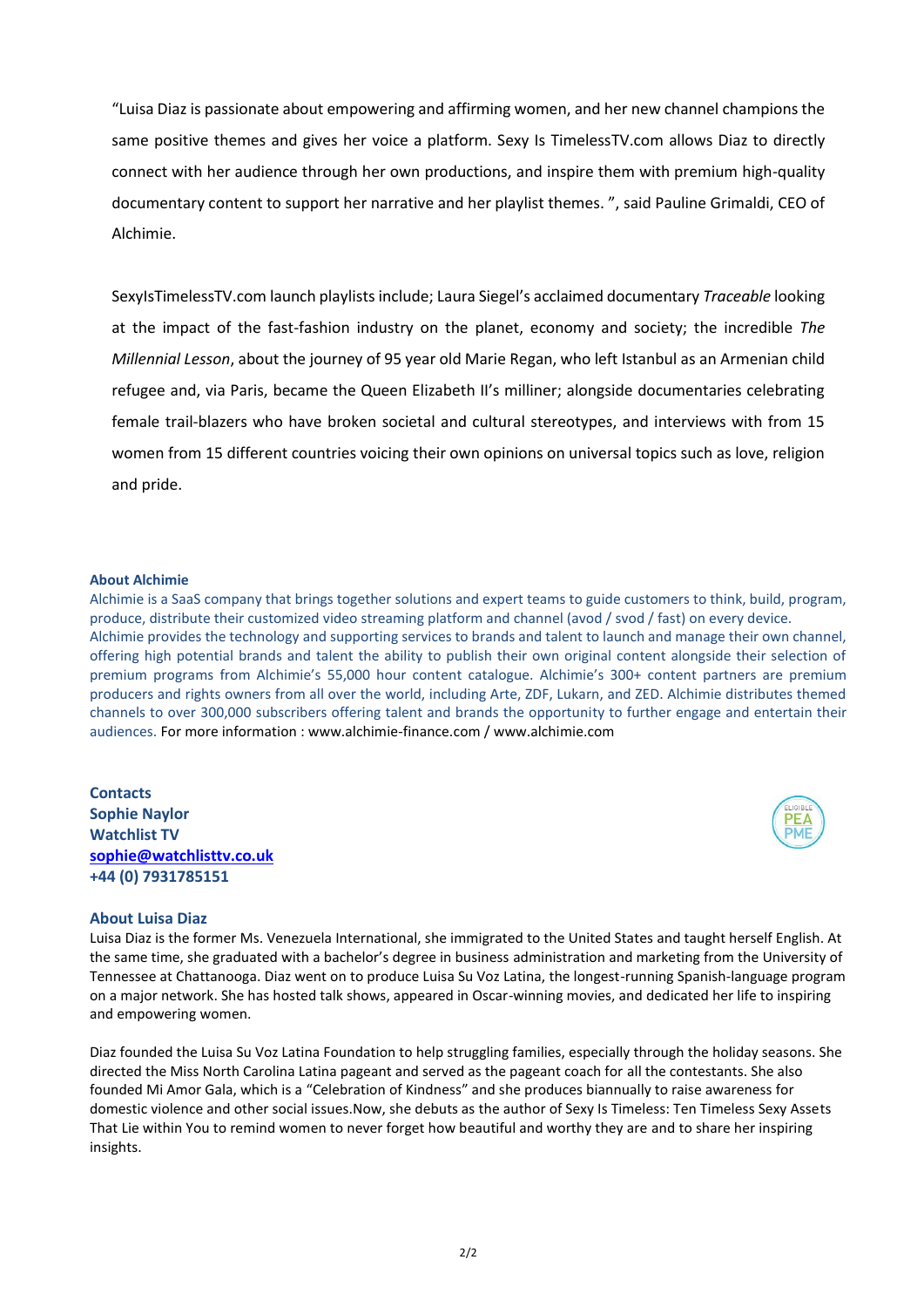"Luisa Diaz is passionate about empowering and affirming women, and her new channel champions the same positive themes and gives her voice a platform. Sexy Is TimelessTV.com allows Diaz to directly connect with her audience through her own productions, and inspire them with premium high-quality documentary content to support her narrative and her playlist themes. ", said Pauline Grimaldi, CEO of Alchimie.

SexyIsTimelessTV.com launch playlists include; Laura Siegel's acclaimed documentary *Traceable* looking at the impact of the fast-fashion industry on the planet, economy and society; the incredible *The Millennial Lesson*, about the journey of 95 year old Marie Regan, who left Istanbul as an Armenian child refugee and, via Paris, became the Queen Elizabeth II's milliner; alongside documentaries celebrating female trail-blazers who have broken societal and cultural stereotypes, and interviews with from 15 women from 15 different countries voicing their own opinions on universal topics such as love, religion and pride.

**About Alchimie**

Alchimie is a SaaS company that brings together solutions and expert teams to guide customers to think, build, program, produce, distribute their customized video streaming platform and channel (avod / svod / fast) on every device.
Alchimie provides the technology and supporting services to brands and talent to launch and manage their own channel, offering high potential brands and talent the ability to publish their own original content alongside their selection of premium programs from Alchimie's 55,000 hour content catalogue. Alchimie's 300+ content partners are premium producers and rights owners from all over the world, including Arte, ZDF, Lukarn, and ZED. Alchimie distributes themed channels to over 300,000 subscribers offering talent and brands the opportunity to further engage and entertain their audiences. For more information : www.alchimie-finance.com / www.alchimie.com

**Contacts**
**Sophie Naylor**
**Watchlist TV**
**sophie@watchlisttv.co.uk**
**+44 (0) 7931785151**

ELIGIBLE PEA PME

**About Luisa Diaz**

Luisa Diaz is the former Ms. Venezuela International, she immigrated to the United States and taught herself English. At the same time, she graduated with a bachelor's degree in business administration and marketing from the University of Tennessee at Chattanooga. Diaz went on to produce Luisa Su Voz Latina, the longest-running Spanish-language program on a major network. She has hosted talk shows, appeared in Oscar-winning movies, and dedicated her life to inspiring and empowering women.

Diaz founded the Luisa Su Voz Latina Foundation to help struggling families, especially through the holiday seasons. She directed the Miss North Carolina Latina pageant and served as the pageant coach for all the contestants. She also founded Mi Amor Gala, which is a "Celebration of Kindness" and she produces biannually to raise awareness for domestic violence and other social issues.Now, she debuts as the author of Sexy Is Timeless: Ten Timeless Sexy Assets That Lie within You to remind women to never forget how beautiful and worthy they are and to share her inspiring insights.